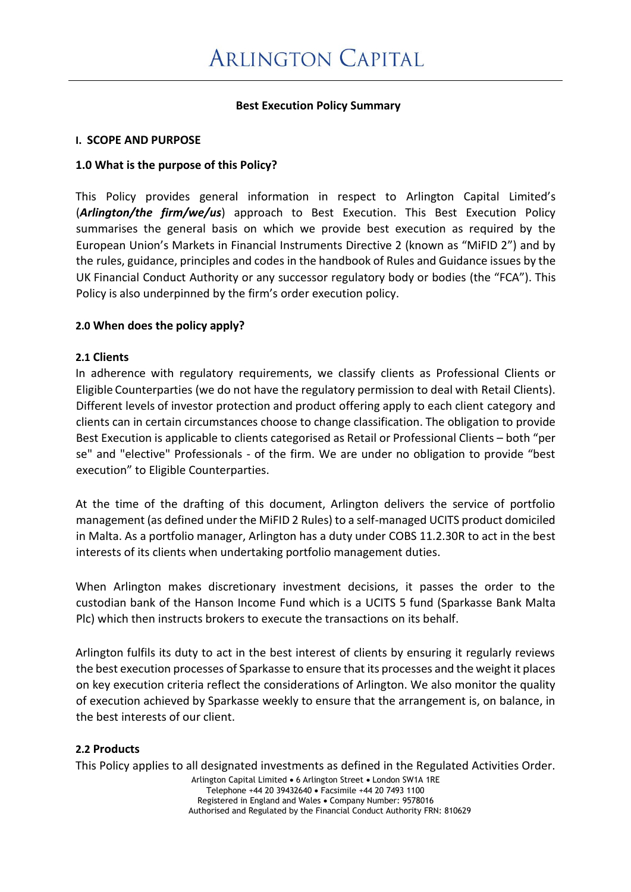# ARLINGTON CAPITAL

**Best Execution Policy Summary**

## I. SCOPE AND PURPOSE

### 1.0 What is the purpose of this Policy?

This Policy provides general information in respect to Arlington Capital Limited's (***Arlington/the firm/we/us***) approach to Best Execution. This Best Execution Policy summarises the general basis on which we provide best execution as required by the European Union's Markets in Financial Instruments Directive 2 (known as "MiFID 2") and by the rules, guidance, principles and codes in the handbook of Rules and Guidance issues by the UK Financial Conduct Authority or any successor regulatory body or bodies (the "FCA"). This Policy is also underpinned by the firm's order execution policy.

### 2.0 When does the policy apply?

#### 2.1 Clients

In adherence with regulatory requirements, we classify clients as Professional Clients or Eligible Counterparties (we do not have the regulatory permission to deal with Retail Clients). Different levels of investor protection and product offering apply to each client category and clients can in certain circumstances choose to change classification. The obligation to provide Best Execution is applicable to clients categorised as Retail or Professional Clients – both "per se" and "elective" Professionals - of the firm. We are under no obligation to provide "best execution" to Eligible Counterparties.

At the time of the drafting of this document, Arlington delivers the service of portfolio management (as defined under the MiFID 2 Rules) to a self-managed UCITS product domiciled in Malta. As a portfolio manager, Arlington has a duty under COBS 11.2.30R to act in the best interests of its clients when undertaking portfolio management duties.

When Arlington makes discretionary investment decisions, it passes the order to the custodian bank of the Hanson Income Fund which is a UCITS 5 fund (Sparkasse Bank Malta Plc) which then instructs brokers to execute the transactions on its behalf.

Arlington fulfils its duty to act in the best interest of clients by ensuring it regularly reviews the best execution processes of Sparkasse to ensure that its processes and the weight it places on key execution criteria reflect the considerations of Arlington. We also monitor the quality of execution achieved by Sparkasse weekly to ensure that the arrangement is, on balance, in the best interests of our client.

#### 2.2 Products

This Policy applies to all designated investments as defined in the Regulated Activities Order.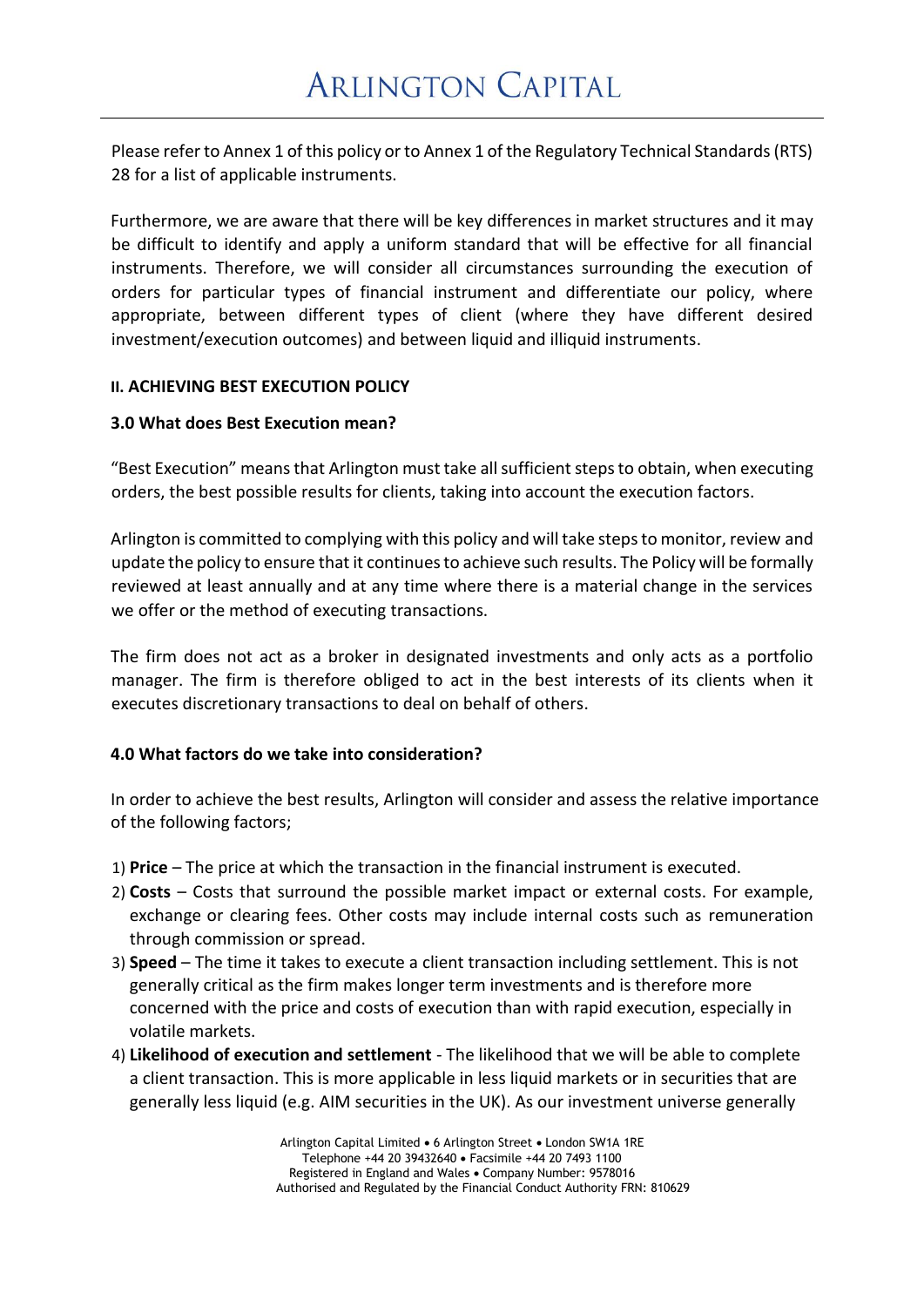Please refer to Annex 1 of this policy or to Annex 1 of the Regulatory Technical Standards (RTS) 28 for a list of applicable instruments.

Furthermore, we are aware that there will be key differences in market structures and it may be difficult to identify and apply a uniform standard that will be effective for all financial instruments. Therefore, we will consider all circumstances surrounding the execution of orders for particular types of financial instrument and differentiate our policy, where appropriate, between different types of client (where they have different desired investment/execution outcomes) and between liquid and illiquid instruments.

## II. ACHIEVING BEST EXECUTION POLICY

### 3.0 What does Best Execution mean?

"Best Execution" means that Arlington must take all sufficient steps to obtain, when executing orders, the best possible results for clients, taking into account the execution factors.

Arlington is committed to complying with this policy and will take steps to monitor, review and update the policy to ensure that it continues to achieve such results. The Policy will be formally reviewed at least annually and at any time where there is a material change in the services we offer or the method of executing transactions.

The firm does not act as a broker in designated investments and only acts as a portfolio manager. The firm is therefore obliged to act in the best interests of its clients when it executes discretionary transactions to deal on behalf of others.

### 4.0 What factors do we take into consideration?

In order to achieve the best results, Arlington will consider and assess the relative importance of the following factors;

1) **Price** – The price at which the transaction in the financial instrument is executed.
2) **Costs** – Costs that surround the possible market impact or external costs. For example, exchange or clearing fees. Other costs may include internal costs such as remuneration through commission or spread.
3) **Speed** – The time it takes to execute a client transaction including settlement. This is not generally critical as the firm makes longer term investments and is therefore more concerned with the price and costs of execution than with rapid execution, especially in volatile markets.
4) **Likelihood of execution and settlement** - The likelihood that we will be able to complete a client transaction. This is more applicable in less liquid markets or in securities that are generally less liquid (e.g. AIM securities in the UK). As our investment universe generally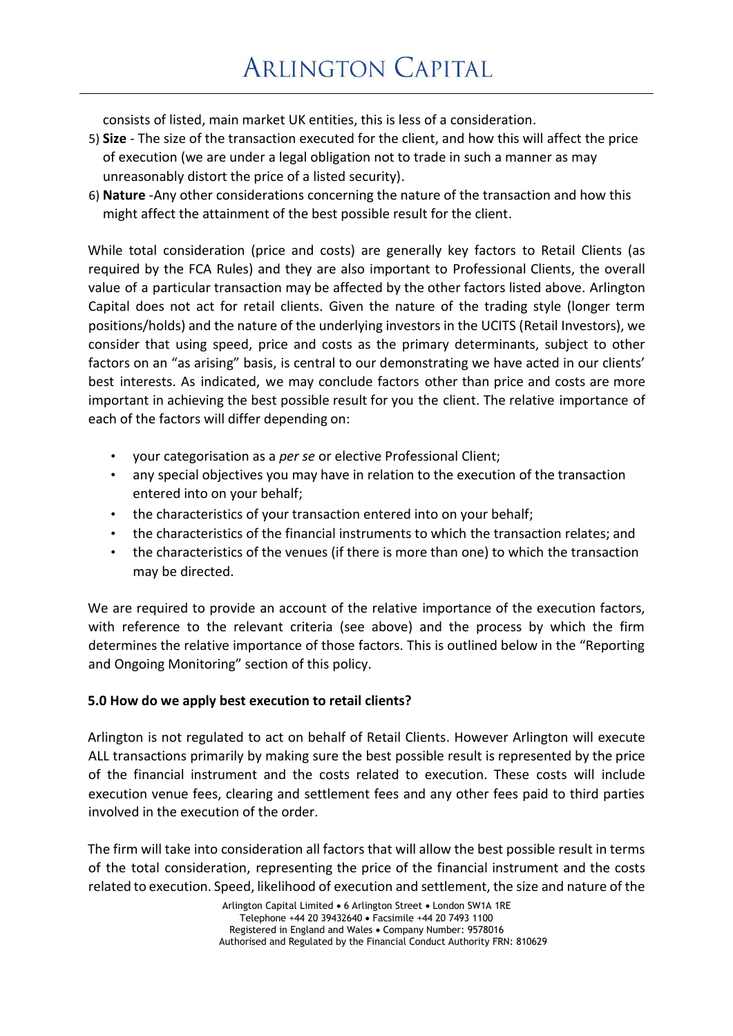consists of listed, main market UK entities, this is less of a consideration.

5) **Size** - The size of the transaction executed for the client, and how this will affect the price of execution (we are under a legal obligation not to trade in such a manner as may unreasonably distort the price of a listed security).
6) **Nature** -Any other considerations concerning the nature of the transaction and how this might affect the attainment of the best possible result for the client.

While total consideration (price and costs) are generally key factors to Retail Clients (as required by the FCA Rules) and they are also important to Professional Clients, the overall value of a particular transaction may be affected by the other factors listed above. Arlington Capital does not act for retail clients. Given the nature of the trading style (longer term positions/holds) and the nature of the underlying investors in the UCITS (Retail Investors), we consider that using speed, price and costs as the primary determinants, subject to other factors on an "as arising" basis, is central to our demonstrating we have acted in our clients' best interests. As indicated, we may conclude factors other than price and costs are more important in achieving the best possible result for you the client. The relative importance of each of the factors will differ depending on:

- your categorisation as a *per se* or elective Professional Client;
- any special objectives you may have in relation to the execution of the transaction entered into on your behalf;
- the characteristics of your transaction entered into on your behalf;
- the characteristics of the financial instruments to which the transaction relates; and
- the characteristics of the venues (if there is more than one) to which the transaction may be directed.

We are required to provide an account of the relative importance of the execution factors, with reference to the relevant criteria (see above) and the process by which the firm determines the relative importance of those factors. This is outlined below in the "Reporting and Ongoing Monitoring" section of this policy.

**5.0 How do we apply best execution to retail clients?**

Arlington is not regulated to act on behalf of Retail Clients. However Arlington will execute ALL transactions primarily by making sure the best possible result is represented by the price of the financial instrument and the costs related to execution. These costs will include execution venue fees, clearing and settlement fees and any other fees paid to third parties involved in the execution of the order.

The firm will take into consideration all factors that will allow the best possible result in terms of the total consideration, representing the price of the financial instrument and the costs related to execution. Speed, likelihood of execution and settlement, the size and nature of the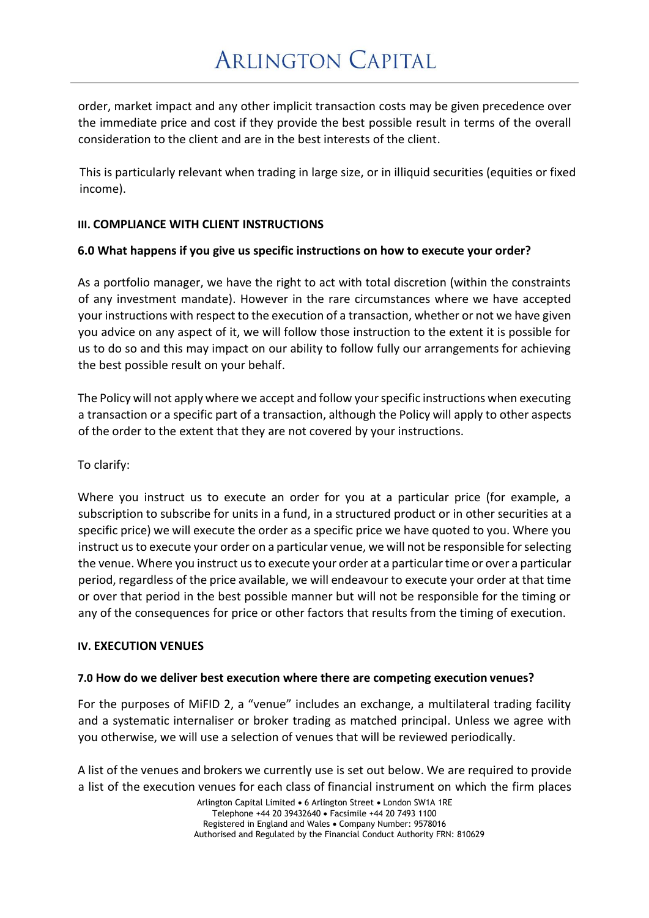order, market impact and any other implicit transaction costs may be given precedence over the immediate price and cost if they provide the best possible result in terms of the overall consideration to the client and are in the best interests of the client.

This is particularly relevant when trading in large size, or in illiquid securities (equities or fixed income).

### III. COMPLIANCE WITH CLIENT INSTRUCTIONS

#### 6.0 What happens if you give us specific instructions on how to execute your order?

As a portfolio manager, we have the right to act with total discretion (within the constraints of any investment mandate). However in the rare circumstances where we have accepted your instructions with respect to the execution of a transaction, whether or not we have given you advice on any aspect of it, we will follow those instruction to the extent it is possible for us to do so and this may impact on our ability to follow fully our arrangements for achieving the best possible result on your behalf.

The Policy will not apply where we accept and follow your specific instructions when executing a transaction or a specific part of a transaction, although the Policy will apply to other aspects of the order to the extent that they are not covered by your instructions.

To clarify:

Where you instruct us to execute an order for you at a particular price (for example, a subscription to subscribe for units in a fund, in a structured product or in other securities at a specific price) we will execute the order as a specific price we have quoted to you. Where you instruct us to execute your order on a particular venue, we will not be responsible for selecting the venue. Where you instruct us to execute your order at a particular time or over a particular period, regardless of the price available, we will endeavour to execute your order at that time or over that period in the best possible manner but will not be responsible for the timing or any of the consequences for price or other factors that results from the timing of execution.

### IV. EXECUTION VENUES

#### 7.0 How do we deliver best execution where there are competing execution venues?

For the purposes of MiFID 2, a "venue" includes an exchange, a multilateral trading facility and a systematic internaliser or broker trading as matched principal. Unless we agree with you otherwise, we will use a selection of venues that will be reviewed periodically.

A list of the venues and brokers we currently use is set out below. We are required to provide a list of the execution venues for each class of financial instrument on which the firm places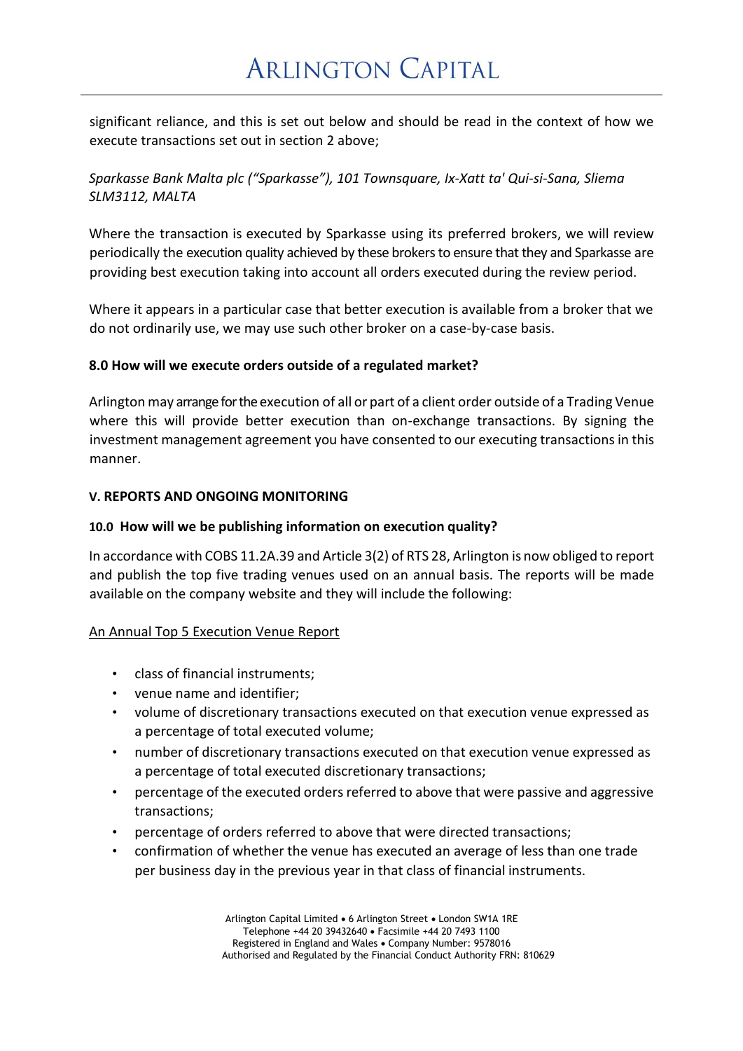significant reliance, and this is set out below and should be read in the context of how we execute transactions set out in section 2 above;

*Sparkasse Bank Malta plc ("Sparkasse"), 101 Townsquare, Ix-Xatt ta' Qui-si-Sana, Sliema SLM3112, MALTA*

Where the transaction is executed by Sparkasse using its preferred brokers, we will review periodically the execution quality achieved by these brokers to ensure that they and Sparkasse are providing best execution taking into account all orders executed during the review period.

Where it appears in a particular case that better execution is available from a broker that we do not ordinarily use, we may use such other broker on a case-by-case basis.

### 8.0 How will we execute orders outside of a regulated market?

Arlington may arrange for the execution of all or part of a client order outside of a Trading Venue where this will provide better execution than on-exchange transactions. By signing the investment management agreement you have consented to our executing transactions in this manner.

## V. REPORTS AND ONGOING MONITORING

### 10.0 How will we be publishing information on execution quality?

In accordance with COBS 11.2A.39 and Article 3(2) of RTS 28, Arlington is now obliged to report and publish the top five trading venues used on an annual basis. The reports will be made available on the company website and they will include the following:

<u>An Annual Top 5 Execution Venue Report</u>

- class of financial instruments;
- venue name and identifier;
- volume of discretionary transactions executed on that execution venue expressed as a percentage of total executed volume;
- number of discretionary transactions executed on that execution venue expressed as a percentage of total executed discretionary transactions;
- percentage of the executed orders referred to above that were passive and aggressive transactions;
- percentage of orders referred to above that were directed transactions;
- confirmation of whether the venue has executed an average of less than one trade per business day in the previous year in that class of financial instruments.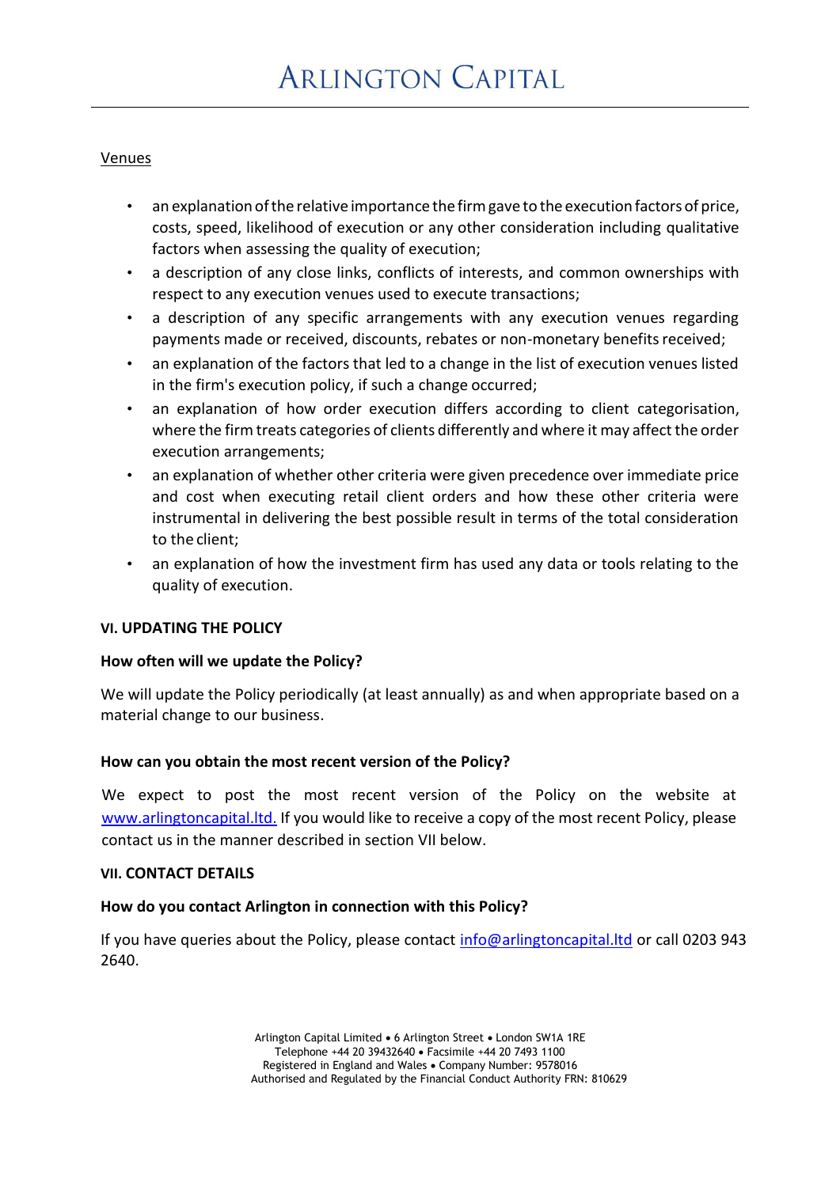Venues

- an explanation of the relative importance the firm gave to the execution factors of price, costs, speed, likelihood of execution or any other consideration including qualitative factors when assessing the quality of execution;
- a description of any close links, conflicts of interests, and common ownerships with respect to any execution venues used to execute transactions;
- a description of any specific arrangements with any execution venues regarding payments made or received, discounts, rebates or non-monetary benefits received;
- an explanation of the factors that led to a change in the list of execution venues listed in the firm's execution policy, if such a change occurred;
- an explanation of how order execution differs according to client categorisation, where the firm treats categories of clients differently and where it may affect the order execution arrangements;
- an explanation of whether other criteria were given precedence over immediate price and cost when executing retail client orders and how these other criteria were instrumental in delivering the best possible result in terms of the total consideration to the client;
- an explanation of how the investment firm has used any data or tools relating to the quality of execution.

## VI. UPDATING THE POLICY

**How often will we update the Policy?**

We will update the Policy periodically (at least annually) as and when appropriate based on a material change to our business.

**How can you obtain the most recent version of the Policy?**

We expect to post the most recent version of the Policy on the website at www.arlingtoncapital.ltd. If you would like to receive a copy of the most recent Policy, please contact us in the manner described in section VII below.

## VII. CONTACT DETAILS

**How do you contact Arlington in connection with this Policy?**

If you have queries about the Policy, please contact info@arlingtoncapital.ltd or call 0203 943 2640.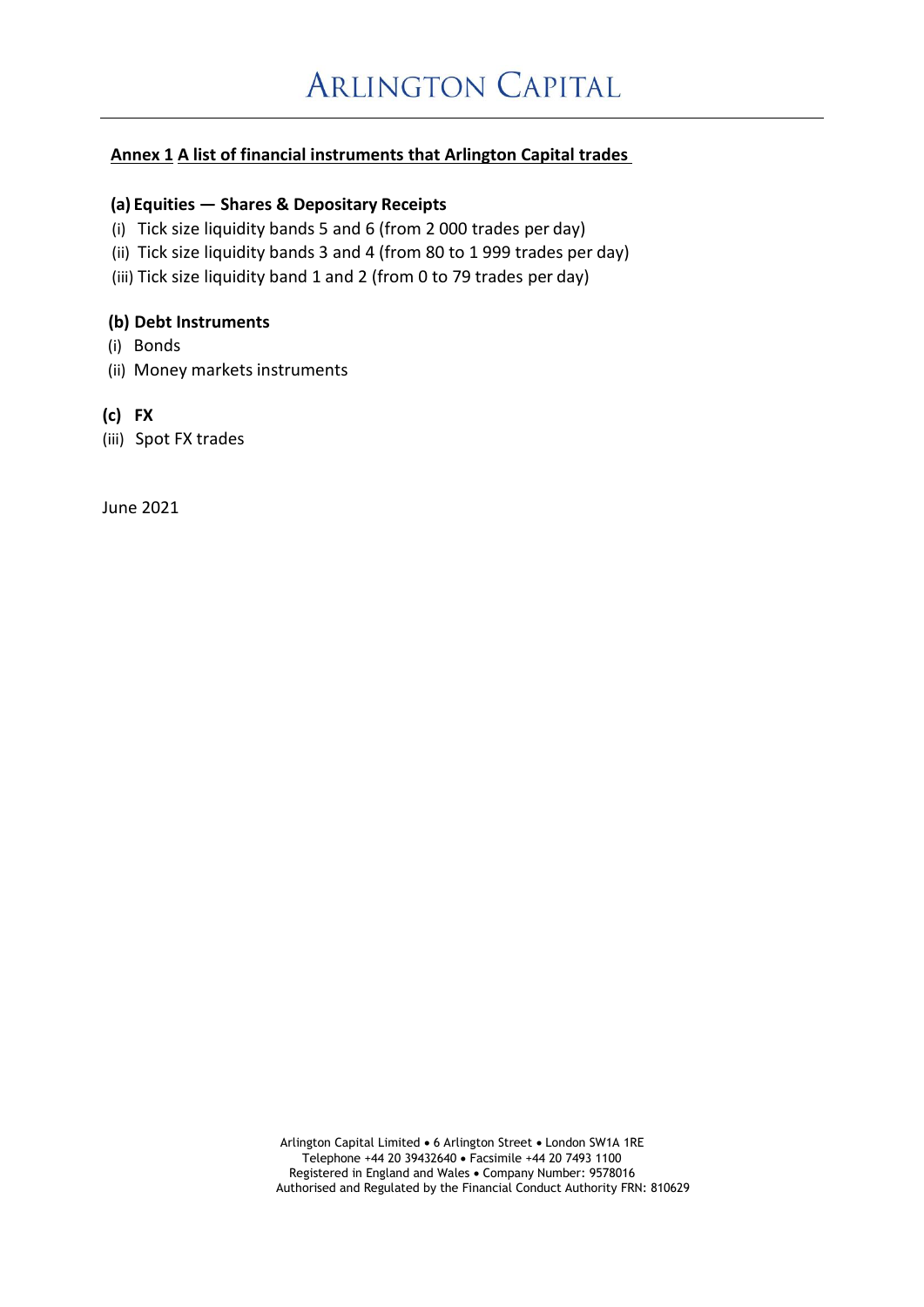**Annex 1 A list of financial instruments that Arlington Capital trades**

**(a) Equities — Shares & Depositary Receipts**

(i) Tick size liquidity bands 5 and 6 (from 2 000 trades per day)

(ii) Tick size liquidity bands 3 and 4 (from 80 to 1 999 trades per day)

(iii) Tick size liquidity band 1 and 2 (from 0 to 79 trades per day)

**(b) Debt Instruments**

(i) Bonds

(ii) Money markets instruments

**(c) FX**

(iii) Spot FX trades

June 2021